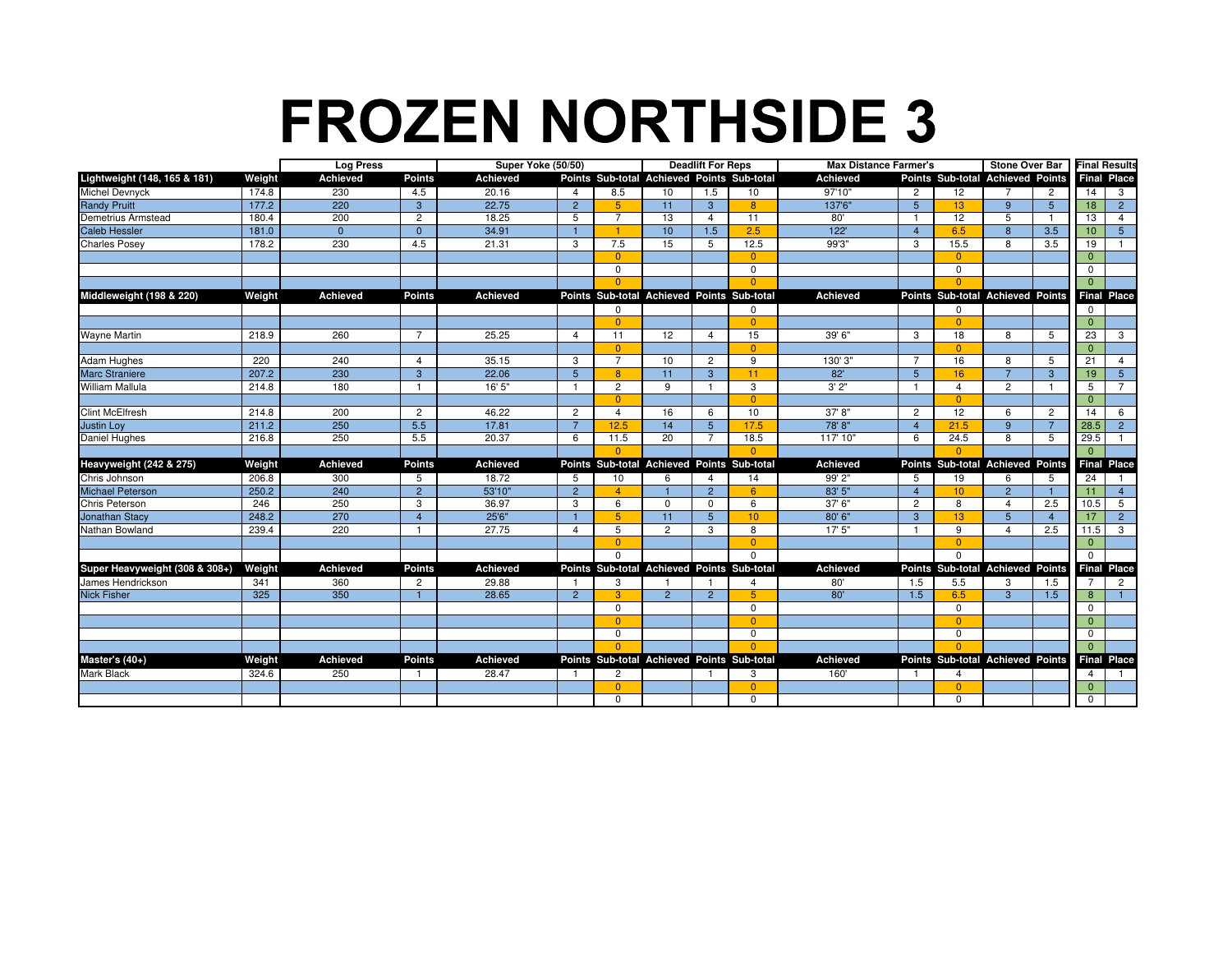# FROZEN NORTHSIDE 3

| | | Log Press | | Super Yoke (50/50) | | | Deadlift For Reps | | | Max Distance Farmer's | | | Stone Over Bar | | Final Results | |
|---|---|---|---|---|---|---|---|---|---|---|---|---|---|---|---|---|
| **Lightweight (148, 165 & 181)** | **Weight** | **Achieved** | **Points** | **Achieved** | **Points** | **Sub-total** | **Achieved** | **Points** | **Sub-total** | **Achieved** | **Points** | **Sub-total** | **Achieved** | **Points** | **Final** | **Place** |
| Michel Devnyck | 174.8 | 230 | 4.5 | 20.16 | 4 | 8.5 | 10 | 1.5 | 10 | 97'10" | 2 | 12 | 7 | 2 | 14 | 3 |
| Randy Pruitt | 177.2 | 220 | 3 | 22.75 | 2 | 5 | 11 | 3 | 8 | 137'6" | 5 | 13 | 9 | 5 | 18 | 2 |
| Demetrius Armstead | 180.4 | 200 | 2 | 18.25 | 5 | 7 | 13 | 4 | 11 | 80' | 1 | 12 | 5 | 1 | 13 | 4 |
| Caleb Hessler | 181.0 | 0 | 0 | 34.91 | 1 | 1 | 10 | 1.5 | 2.5 | 122' | 4 | 6.5 | 8 | 3.5 | 10 | 5 |
| Charles Posey | 178.2 | 230 | 4.5 | 21.31 | 3 | 7.5 | 15 | 5 | 12.5 | 99'3" | 3 | 15.5 | 8 | 3.5 | 19 | 1 |
| | | | | | | 0 | | | 0 | | | 0 | | | 0 | |
| | | | | | | 0 | | | 0 | | | 0 | | | 0 | |
| | | | | | | 0 | | | 0 | | | 0 | | | 0 | |
| **Middleweight (198 & 220)** | **Weight** | **Achieved** | **Points** | **Achieved** | **Points** | **Sub-total** | **Achieved** | **Points** | **Sub-total** | **Achieved** | **Points** | **Sub-total** | **Achieved** | **Points** | **Final** | **Place** |
| | | | | | | 0 | | | 0 | | | 0 | | | 0 | |
| | | | | | | 0 | | | 0 | | | 0 | | | 0 | |
| Wayne Martin | 218.9 | 260 | 7 | 25.25 | 4 | 11 | 12 | 4 | 15 | 39' 6" | 3 | 18 | 8 | 5 | 23 | 3 |
| | | | | | | 0 | | | 0 | | | 0 | | | 0 | |
| Adam Hughes | 220 | 240 | 4 | 35.15 | 3 | 7 | 10 | 2 | 9 | 130' 3" | 7 | 16 | 8 | 5 | 21 | 4 |
| Marc Straniere | 207.2 | 230 | 3 | 22.06 | 5 | 8 | 11 | 3 | 11 | 82' | 5 | 16 | 7 | 3 | 19 | 5 |
| William Mallula | 214.8 | 180 | 1 | 16' 5" | 1 | 2 | 9 | 1 | 3 | 3' 2" | 1 | 4 | 2 | 1 | 5 | 7 |
| | | | | | | 0 | | | 0 | | | 0 | | | 0 | |
| Clint McElfresh | 214.8 | 200 | 2 | 46.22 | 2 | 4 | 16 | 6 | 10 | 37' 8" | 2 | 12 | 6 | 2 | 14 | 6 |
| Justin Loy | 211.2 | 250 | 5.5 | 17.81 | 7 | 12.5 | 14 | 5 | 17.5 | 78' 8" | 4 | 21.5 | 9 | 7 | 28.5 | 2 |
| Daniel Hughes | 216.8 | 250 | 5.5 | 20.37 | 6 | 11.5 | 20 | 7 | 18.5 | 117' 10" | 6 | 24.5 | 8 | 5 | 29.5 | 1 |
| | | | | | | 0 | | | 0 | | | 0 | | | 0 | |
| **Heavyweight (242 & 275)** | **Weight** | **Achieved** | **Points** | **Achieved** | **Points** | **Sub-total** | **Achieved** | **Points** | **Sub-total** | **Achieved** | **Points** | **Sub-total** | **Achieved** | **Points** | **Final** | **Place** |
| Chris Johnson | 206.8 | 300 | 5 | 18.72 | 5 | 10 | 6 | 4 | 14 | 99' 2" | 5 | 19 | 6 | 5 | 24 | 1 |
| Michael Peterson | 250.2 | 240 | 2 | 53'10" | 2 | 4 | 1 | 2 | 6 | 83' 5" | 4 | 10 | 2 | 1 | 11 | 4 |
| Chris Peterson | 246 | 250 | 3 | 36.97 | 3 | 6 | 0 | 0 | 6 | 37' 6" | 2 | 8 | 4 | 2.5 | 10.5 | 5 |
| Jonathan Stacy | 248.2 | 270 | 4 | 25'6" | 1 | 5 | 11 | 5 | 10 | 80' 6" | 3 | 13 | 5 | 4 | 17 | 2 |
| Nathan Bowland | 239.4 | 220 | 1 | 27.75 | 4 | 5 | 2 | 3 | 8 | 17' 5" | 1 | 9 | 4 | 2.5 | 11.5 | 3 |
| | | | | | | 0 | | | 0 | | | 0 | | | 0 | |
| | | | | | | 0 | | | 0 | | | 0 | | | 0 | |
| **Super Heavyweight (308 & 308+)** | **Weight** | **Achieved** | **Points** | **Achieved** | **Points** | **Sub-total** | **Achieved** | **Points** | **Sub-total** | **Achieved** | **Points** | **Sub-total** | **Achieved** | **Points** | **Final** | **Place** |
| James Hendrickson | 341 | 360 | 2 | 29.88 | 1 | 3 | 1 | 1 | 4 | 80' | 1.5 | 5.5 | 3 | 1.5 | 7 | 2 |
| Nick Fisher | 325 | 350 | 1 | 28.65 | 2 | 3 | 2 | 2 | 5 | 80' | 1.5 | 6.5 | 3 | 1.5 | 8 | 1 |
| | | | | | | 0 | | | 0 | | | 0 | | | 0 | |
| | | | | | | 0 | | | 0 | | | 0 | | | 0 | |
| | | | | | | 0 | | | 0 | | | 0 | | | 0 | |
| | | | | | | 0 | | | 0 | | | 0 | | | 0 | |
| **Master's (40+)** | **Weight** | **Achieved** | **Points** | **Achieved** | **Points** | **Sub-total** | **Achieved** | **Points** | **Sub-total** | **Achieved** | **Points** | **Sub-total** | **Achieved** | **Points** | **Final** | **Place** |
| Mark Black | 324.6 | 250 | 1 | 28.47 | 1 | 2 | | 1 | 3 | 160' | 1 | 4 | | | 4 | 1 |
| | | | | | | 0 | | | 0 | | | 0 | | | 0 | |
| | | | | | | 0 | | | 0 | | | 0 | | | 0 | |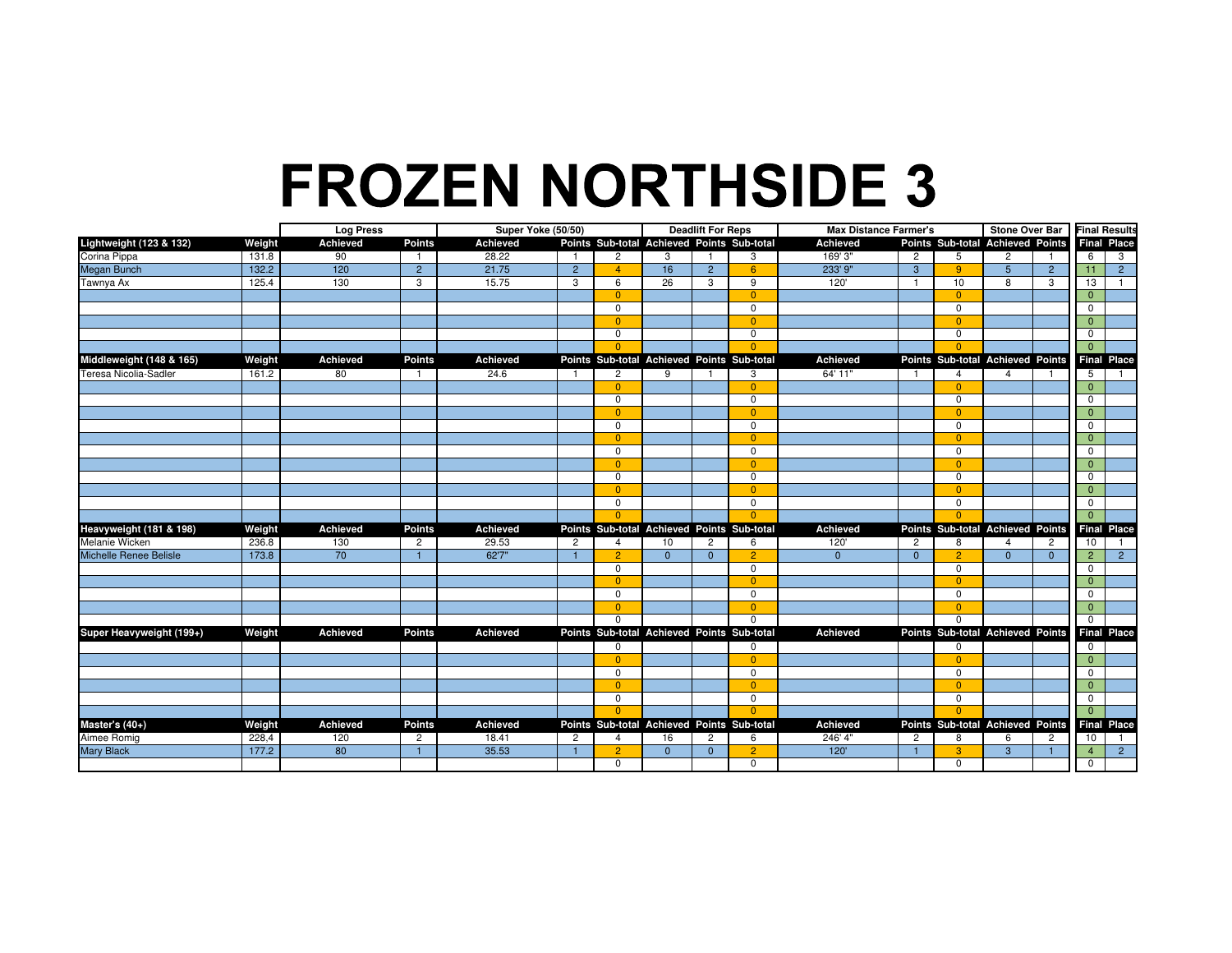# FROZEN NORTHSIDE 3

| | | Log Press | | Super Yoke (50/50) | | | Deadlift For Reps | | | Max Distance Farmer's | | | Stone Over Bar | | Final Results | |
|---|---|---|---|---|---|---|---|---|---|---|---|---|---|---|---|---|
| **Lightweight (123 & 132)** | **Weight** | **Achieved** | **Points** | **Achieved** | **Points** | **Sub-total** | **Achieved** | **Points** | **Sub-total** | **Achieved** | **Points** | **Sub-total** | **Achieved** | **Points** | **Final** | **Place** |
| Corina Pippa | 131.8 | 90 | 1 | 28.22 | 1 | 2 | 3 | 1 | 3 | 169' 3" | 2 | 5 | 2 | 1 | 6 | 3 |
| Megan Bunch | 132.2 | 120 | 2 | 21.75 | 2 | 4 | 16 | 2 | 6 | 233' 9" | 3 | 9 | 5 | 2 | 11 | 2 |
| Tawnya Ax | 125.4 | 130 | 3 | 15.75 | 3 | 6 | 26 | 3 | 9 | 120' | 1 | 10 | 8 | 3 | 13 | 1 |
| | | | | | | 0 | | | 0 | | | 0 | | | 0 | |
| | | | | | | 0 | | | 0 | | | 0 | | | 0 | |
| | | | | | | 0 | | | 0 | | | 0 | | | 0 | |
| | | | | | | 0 | | | 0 | | | 0 | | | 0 | |
| | | | | | | 0 | | | 0 | | | 0 | | | 0 | |
| **Middleweight (148 & 165)** | **Weight** | **Achieved** | **Points** | **Achieved** | **Points** | **Sub-total** | **Achieved** | **Points** | **Sub-total** | **Achieved** | **Points** | **Sub-total** | **Achieved** | **Points** | **Final** | **Place** |
| Teresa Nicolia-Sadler | 161.2 | 80 | 1 | 24.6 | 1 | 2 | 9 | 1 | 3 | 64' 11" | 1 | 4 | 4 | 1 | 5 | 1 |
| | | | | | | 0 | | | 0 | | | 0 | | | 0 | |
| | | | | | | 0 | | | 0 | | | 0 | | | 0 | |
| | | | | | | 0 | | | 0 | | | 0 | | | 0 | |
| | | | | | | 0 | | | 0 | | | 0 | | | 0 | |
| | | | | | | 0 | | | 0 | | | 0 | | | 0 | |
| | | | | | | 0 | | | 0 | | | 0 | | | 0 | |
| | | | | | | 0 | | | 0 | | | 0 | | | 0 | |
| | | | | | | 0 | | | 0 | | | 0 | | | 0 | |
| | | | | | | 0 | | | 0 | | | 0 | | | 0 | |
| | | | | | | 0 | | | 0 | | | 0 | | | 0 | |
| | | | | | | 0 | | | 0 | | | 0 | | | 0 | |
| **Heavyweight (181 & 198)** | **Weight** | **Achieved** | **Points** | **Achieved** | **Points** | **Sub-total** | **Achieved** | **Points** | **Sub-total** | **Achieved** | **Points** | **Sub-total** | **Achieved** | **Points** | **Final** | **Place** |
| Melanie Wicken | 236.8 | 130 | 2 | 29.53 | 2 | 4 | 10 | 2 | 6 | 120' | 2 | 8 | 4 | 2 | 10 | 1 |
| Michelle Renee Belisle | 173.8 | 70 | 1 | 62'7" | 1 | 2 | 0 | 0 | 2 | 0 | 0 | 2 | 0 | 0 | 2 | 2 |
| | | | | | | 0 | | | 0 | | | 0 | | | 0 | |
| | | | | | | 0 | | | 0 | | | 0 | | | 0 | |
| | | | | | | 0 | | | 0 | | | 0 | | | 0 | |
| | | | | | | 0 | | | 0 | | | 0 | | | 0 | |
| | | | | | | 0 | | | 0 | | | 0 | | | 0 | |
| **Super Heavyweight (199+)** | **Weight** | **Achieved** | **Points** | **Achieved** | **Points** | **Sub-total** | **Achieved** | **Points** | **Sub-total** | **Achieved** | **Points** | **Sub-total** | **Achieved** | **Points** | **Final** | **Place** |
| | | | | | | 0 | | | 0 | | | 0 | | | 0 | |
| | | | | | | 0 | | | 0 | | | 0 | | | 0 | |
| | | | | | | 0 | | | 0 | | | 0 | | | 0 | |
| | | | | | | 0 | | | 0 | | | 0 | | | 0 | |
| | | | | | | 0 | | | 0 | | | 0 | | | 0 | |
| | | | | | | 0 | | | 0 | | | 0 | | | 0 | |
| **Master's (40+)** | **Weight** | **Achieved** | **Points** | **Achieved** | **Points** | **Sub-total** | **Achieved** | **Points** | **Sub-total** | **Achieved** | **Points** | **Sub-total** | **Achieved** | **Points** | **Final** | **Place** |
| Aimee Romig | 228.4 | 120 | 2 | 18.41 | 2 | 4 | 16 | 2 | 6 | 246' 4" | 2 | 8 | 6 | 2 | 10 | 1 |
| Mary Black | 177.2 | 80 | 1 | 35.53 | 1 | 2 | 0 | 0 | 2 | 120' | 1 | 3 | 3 | 1 | 4 | 2 |
| | | | | | | 0 | | | 0 | | | 0 | | | 0 | |